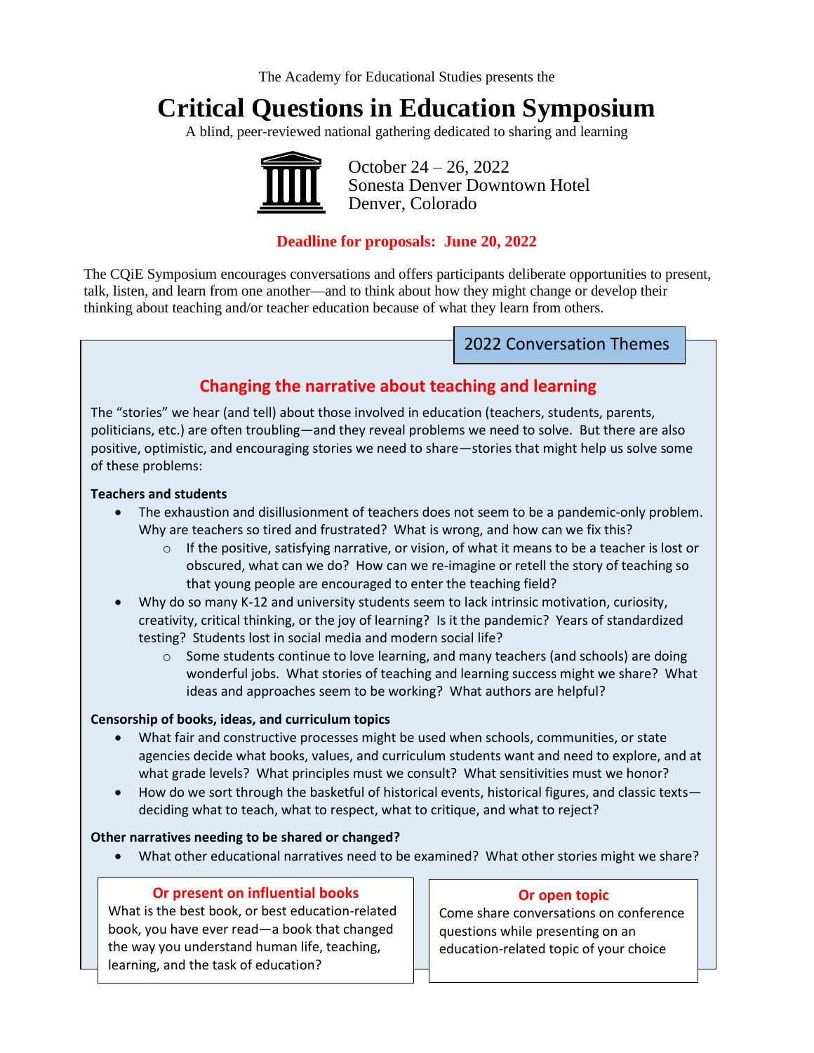The Academy for Educational Studies presents the

# Critical Questions in Education Symposium

A blind, peer-reviewed national gathering dedicated to sharing and learning

October 24 – 26, 2022
Sonesta Denver Downtown Hotel
Denver, Colorado

**Deadline for proposals: June 20, 2022**

The CQiE Symposium encourages conversations and offers participants deliberate opportunities to present, talk, listen, and learn from one another—and to think about how they might change or develop their thinking about teaching and/or teacher education because of what they learn from others.

## 2022 Conversation Themes

### Changing the narrative about teaching and learning

The "stories" we hear (and tell) about those involved in education (teachers, students, parents, politicians, etc.) are often troubling—and they reveal problems we need to solve. But there are also positive, optimistic, and encouraging stories we need to share—stories that might help us solve some of these problems:

**Teachers and students**

- The exhaustion and disillusionment of teachers does not seem to be a pandemic-only problem. Why are teachers so tired and frustrated? What is wrong, and how can we fix this?
  - If the positive, satisfying narrative, or vision, of what it means to be a teacher is lost or obscured, what can we do? How can we re-imagine or retell the story of teaching so that young people are encouraged to enter the teaching field?
- Why do so many K-12 and university students seem to lack intrinsic motivation, curiosity, creativity, critical thinking, or the joy of learning? Is it the pandemic? Years of standardized testing? Students lost in social media and modern social life?
  - Some students continue to love learning, and many teachers (and schools) are doing wonderful jobs. What stories of teaching and learning success might we share? What ideas and approaches seem to be working? What authors are helpful?

**Censorship of books, ideas, and curriculum topics**

- What fair and constructive processes might be used when schools, communities, or state agencies decide what books, values, and curriculum students want and need to explore, and at what grade levels? What principles must we consult? What sensitivities must we honor?
- How do we sort through the basketful of historical events, historical figures, and classic texts—deciding what to teach, what to respect, what to critique, and what to reject?

**Other narratives needing to be shared or changed?**

- What other educational narratives need to be examined? What other stories might we share?

#### Or present on influential books

What is the best book, or best education-related book, you have ever read—a book that changed the way you understand human life, teaching, learning, and the task of education?

#### Or open topic

Come share conversations on conference questions while presenting on an education-related topic of your choice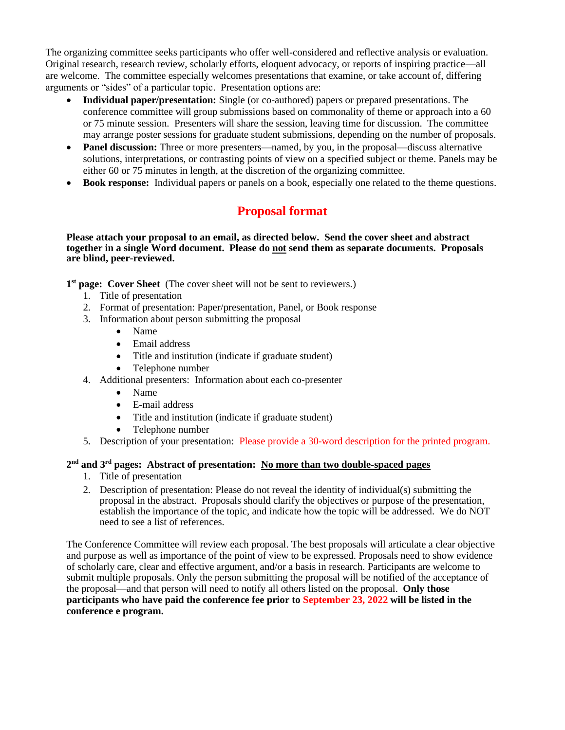The organizing committee seeks participants who offer well-considered and reflective analysis or evaluation. Original research, research review, scholarly efforts, eloquent advocacy, or reports of inspiring practice—all are welcome. The committee especially welcomes presentations that examine, or take account of, differing arguments or "sides" of a particular topic. Presentation options are:

- **Individual paper/presentation:** Single (or co-authored) papers or prepared presentations. The conference committee will group submissions based on commonality of theme or approach into a 60 or 75 minute session. Presenters will share the session, leaving time for discussion. The committee may arrange poster sessions for graduate student submissions, depending on the number of proposals.
- **Panel discussion:** Three or more presenters—named, by you, in the proposal—discuss alternative solutions, interpretations, or contrasting points of view on a specified subject or theme. Panels may be either 60 or 75 minutes in length, at the discretion of the organizing committee.
- **Book response:** Individual papers or panels on a book, especially one related to the theme questions.

## Proposal format

**Please attach your proposal to an email, as directed below. Send the cover sheet and abstract together in a single Word document. Please do <u>not</u> send them as separate documents. Proposals are blind, peer-reviewed.**

**1st page: Cover Sheet** (The cover sheet will not be sent to reviewers.)

1. Title of presentation
2. Format of presentation: Paper/presentation, Panel, or Book response
3. Information about person submitting the proposal
   - Name
   - Email address
   - Title and institution (indicate if graduate student)
   - Telephone number
4. Additional presenters: Information about each co-presenter
   - Name
   - E-mail address
   - Title and institution (indicate if graduate student)
   - Telephone number
5. Description of your presentation: Please provide a <u>30-word description</u> for the printed program.

**2nd and 3rd pages: Abstract of presentation: <u>No more than two double-spaced pages</u>**

1. Title of presentation
2. Description of presentation: Please do not reveal the identity of individual(s) submitting the proposal in the abstract. Proposals should clarify the objectives or purpose of the presentation, establish the importance of the topic, and indicate how the topic will be addressed. We do NOT need to see a list of references.

The Conference Committee will review each proposal. The best proposals will articulate a clear objective and purpose as well as importance of the point of view to be expressed. Proposals need to show evidence of scholarly care, clear and effective argument, and/or a basis in research. Participants are welcome to submit multiple proposals. Only the person submitting the proposal will be notified of the acceptance of the proposal—and that person will need to notify all others listed on the proposal. **Only those participants who have paid the conference fee prior to September 23, 2022 will be listed in the conference e program.**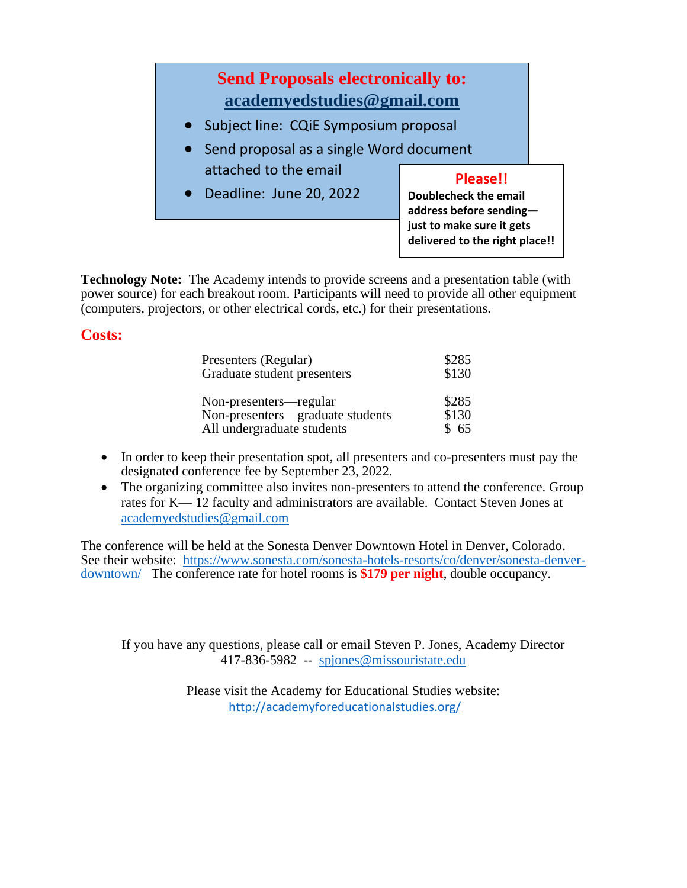**Send Proposals electronically to:**
**academyedstudies@gmail.com**

- Subject line: CQiE Symposium proposal
- Send proposal as a single Word document attached to the email
- Deadline: June 20, 2022

**Please!!**
**Doublecheck the email address before sending—just to make sure it gets delivered to the right place!!**

**Technology Note:** The Academy intends to provide screens and a presentation table (with power source) for each breakout room. Participants will need to provide all other equipment (computers, projectors, or other electrical cords, etc.) for their presentations.

## Costs:

| | |
|---|---|
| Presenters (Regular) | $285 |
| Graduate student presenters | $130 |
| Non-presenters—regular | $285 |
| Non-presenters—graduate students | $130 |
| All undergraduate students | $ 65 |

- In order to keep their presentation spot, all presenters and co-presenters must pay the designated conference fee by September 23, 2022.
- The organizing committee also invites non-presenters to attend the conference. Group rates for K— 12 faculty and administrators are available. Contact Steven Jones at academyedstudies@gmail.com

The conference will be held at the Sonesta Denver Downtown Hotel in Denver, Colorado. See their website: https://www.sonesta.com/sonesta-hotels-resorts/co/denver/sonesta-denver-downtown/ The conference rate for hotel rooms is **$179 per night**, double occupancy.

If you have any questions, please call or email Steven P. Jones, Academy Director
417-836-5982 -- spjones@missouristate.edu

Please visit the Academy for Educational Studies website:
http://academyforeducationalstudies.org/